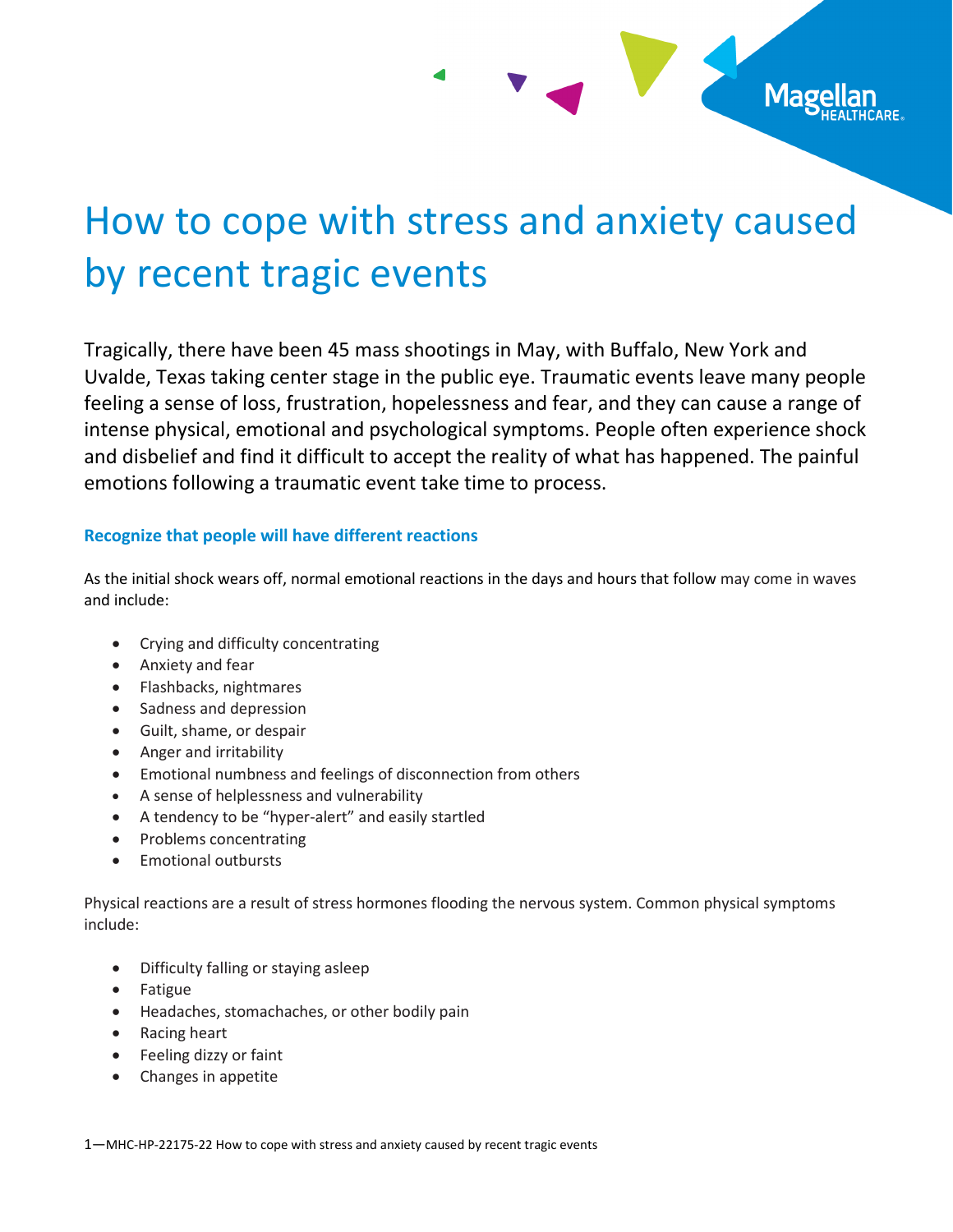# How to cope with stress and anxiety caused by recent tragic events

Tragically, there have been 45 mass shootings in May, with Buffalo, New York and Uvalde, Texas taking center stage in the public eye. Traumatic events leave many people feeling a sense of loss, frustration, hopelessness and fear, and they can cause a range of intense physical, emotional and psychological symptoms. People often experience shock and disbelief and find it difficult to accept the reality of what has happened. The painful emotions following a traumatic event take time to process.

### Recognize that people will have different reactions

As the initial shock wears off, normal emotional reactions in the days and hours that follow may come in waves and include:

- Crying and difficulty concentrating
- Anxiety and fear
- Flashbacks, nightmares
- Sadness and depression
- Guilt, shame, or despair
- Anger and irritability
- Emotional numbness and feelings of disconnection from others
- A sense of helplessness and vulnerability
- A tendency to be "hyper-alert" and easily startled
- Problems concentrating
- Emotional outbursts

Physical reactions are a result of stress hormones flooding the nervous system. Common physical symptoms include:

- Difficulty falling or staying asleep
- Fatigue
- Headaches, stomachaches, or other bodily pain
- Racing heart
- Feeling dizzy or faint
- Changes in appetite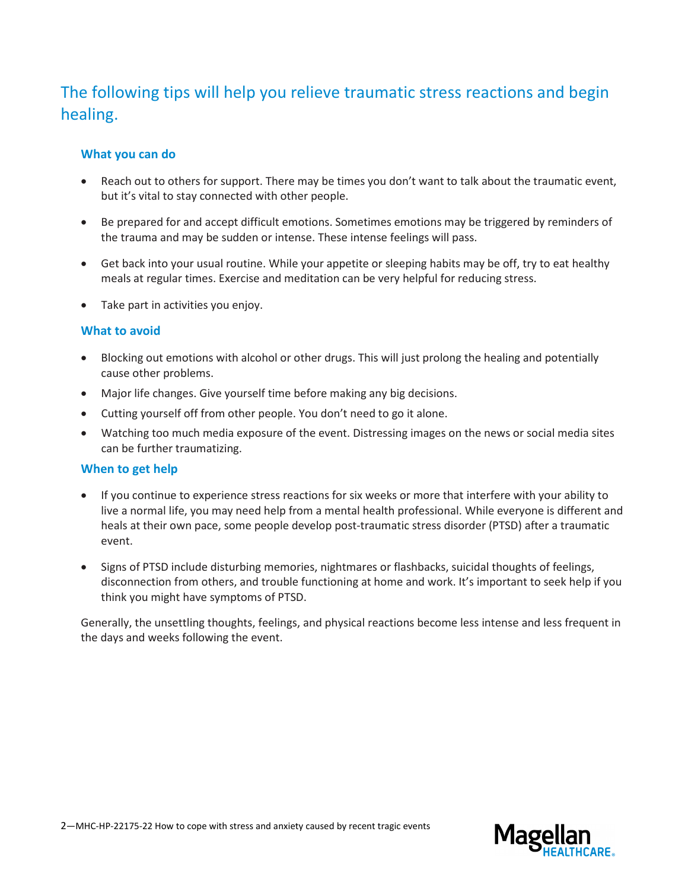## The following tips will help you relieve traumatic stress reactions and begin healing.

### What you can do

- Reach out to others for support. There may be times you don't want to talk about the traumatic event, but it's vital to stay connected with other people.
- Be prepared for and accept difficult emotions. Sometimes emotions may be triggered by reminders of the trauma and may be sudden or intense. These intense feelings will pass.
- Get back into your usual routine. While your appetite or sleeping habits may be off, try to eat healthy meals at regular times. Exercise and meditation can be very helpful for reducing stress.
- Take part in activities you enjoy.

### What to avoid

- Blocking out emotions with alcohol or other drugs. This will just prolong the healing and potentially cause other problems.
- Major life changes. Give yourself time before making any big decisions.
- Cutting yourself off from other people. You don't need to go it alone.
- Watching too much media exposure of the event. Distressing images on the news or social media sites can be further traumatizing.

### When to get help

- If you continue to experience stress reactions for six weeks or more that interfere with your ability to live a normal life, you may need help from a mental health professional. While everyone is different and heals at their own pace, some people develop post-traumatic stress disorder (PTSD) after a traumatic event.
- Signs of PTSD include disturbing memories, nightmares or flashbacks, suicidal thoughts of feelings, disconnection from others, and trouble functioning at home and work. It's important to seek help if you think you might have symptoms of PTSD.

Generally, the unsettling thoughts, feelings, and physical reactions become less intense and less frequent in the days and weeks following the event.